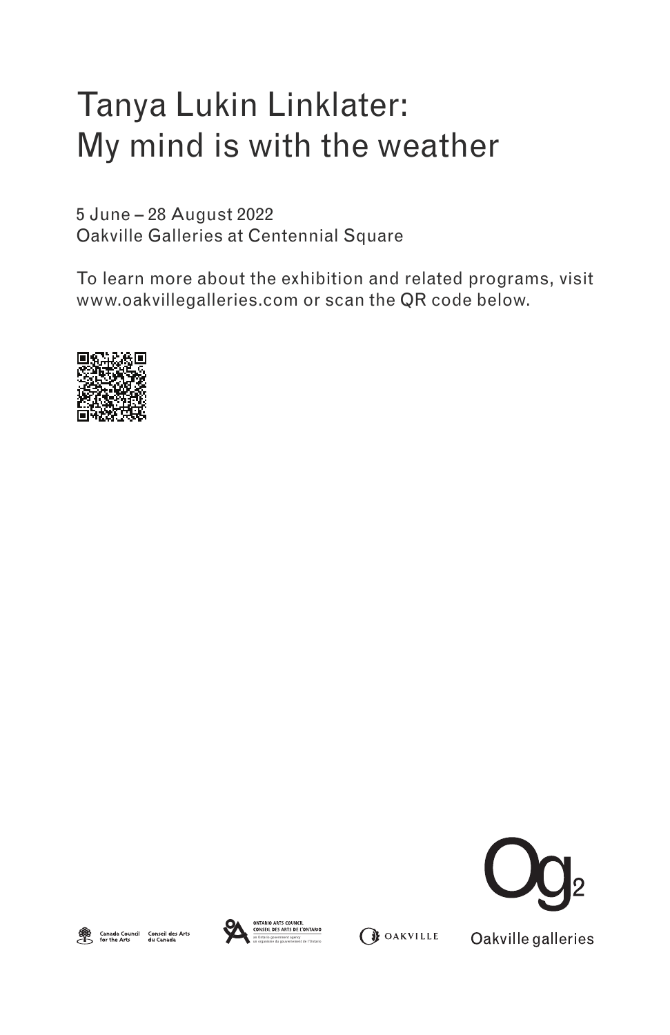# Tanya Lukin Linklater: My mind is with the weather

5 June – 28 August 2022
Oakville Galleries at Centennial Square

To learn more about the exhibition and related programs, visit www.oakvillegalleries.com or scan the QR code below.

Canada Council for the Arts — Conseil des Arts du Canada

ONTARIO ARTS COUNCIL
CONSEIL DES ARTS DE L'ONTARIO
an Ontario government agency
un organisme du gouvernement de l'Ontario

OAKVILLE

Og2
Oakville galleries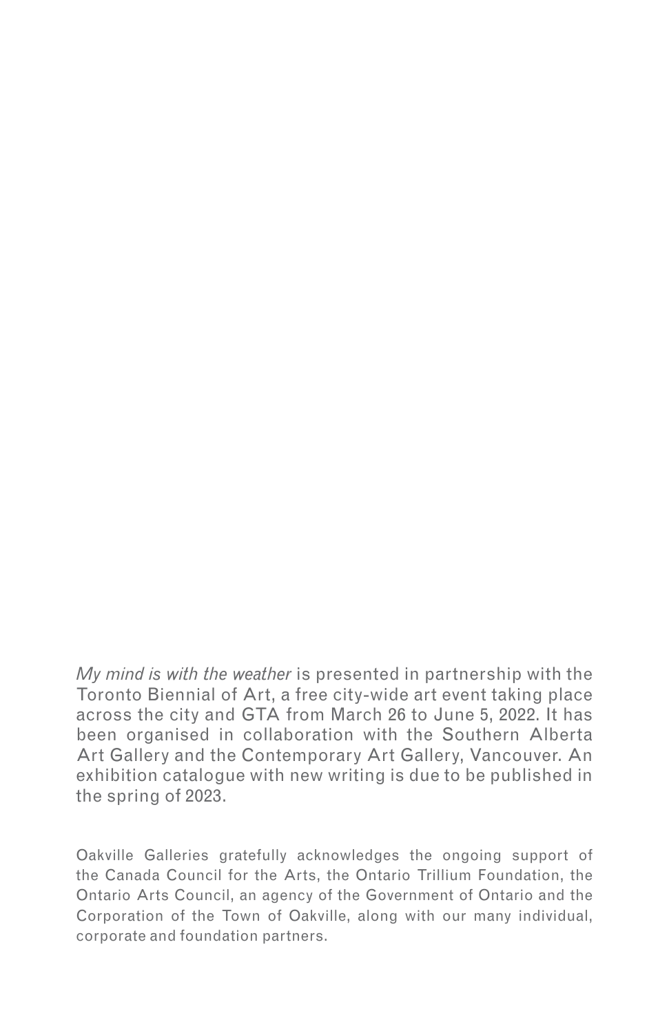*My mind is with the weather* is presented in partnership with the Toronto Biennial of Art, a free city-wide art event taking place across the city and GTA from March 26 to June 5, 2022. It has been organised in collaboration with the Southern Alberta Art Gallery and the Contemporary Art Gallery, Vancouver. An exhibition catalogue with new writing is due to be published in the spring of 2023.

Oakville Galleries gratefully acknowledges the ongoing support of the Canada Council for the Arts, the Ontario Trillium Foundation, the Ontario Arts Council, an agency of the Government of Ontario and the Corporation of the Town of Oakville, along with our many individual, corporate and foundation partners.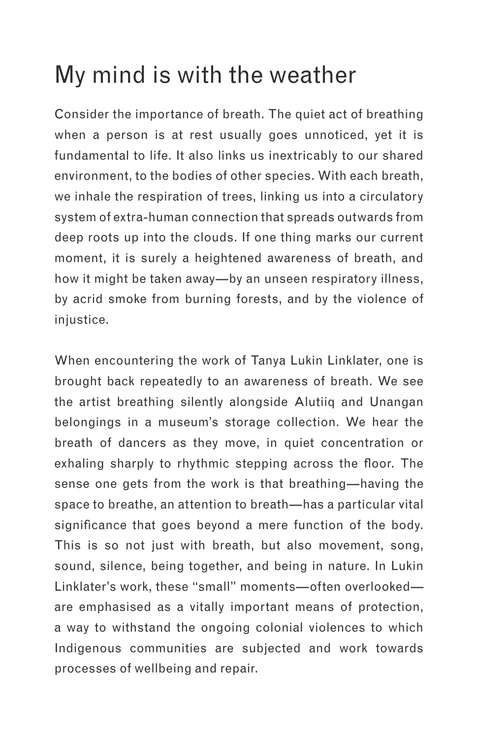# My mind is with the weather

Consider the importance of breath. The quiet act of breathing when a person is at rest usually goes unnoticed, yet it is fundamental to life. It also links us inextricably to our shared environment, to the bodies of other species. With each breath, we inhale the respiration of trees, linking us into a circulatory system of extra-human connection that spreads outwards from deep roots up into the clouds. If one thing marks our current moment, it is surely a heightened awareness of breath, and how it might be taken away—by an unseen respiratory illness, by acrid smoke from burning forests, and by the violence of injustice.

When encountering the work of Tanya Lukin Linklater, one is brought back repeatedly to an awareness of breath. We see the artist breathing silently alongside Alutiiq and Unangan belongings in a museum's storage collection. We hear the breath of dancers as they move, in quiet concentration or exhaling sharply to rhythmic stepping across the floor. The sense one gets from the work is that breathing—having the space to breathe, an attention to breath—has a particular vital significance that goes beyond a mere function of the body. This is so not just with breath, but also movement, song, sound, silence, being together, and being in nature. In Lukin Linklater's work, these "small" moments—often overlooked—are emphasised as a vitally important means of protection, a way to withstand the ongoing colonial violences to which Indigenous communities are subjected and work towards processes of wellbeing and repair.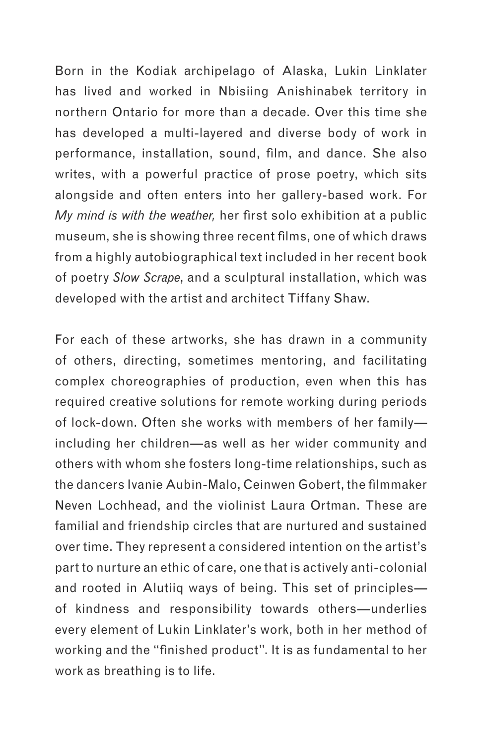Born in the Kodiak archipelago of Alaska, Lukin Linklater has lived and worked in Nbisiing Anishinabek territory in northern Ontario for more than a decade. Over this time she has developed a multi-layered and diverse body of work in performance, installation, sound, film, and dance. She also writes, with a powerful practice of prose poetry, which sits alongside and often enters into her gallery-based work. For *My mind is with the weather,* her first solo exhibition at a public museum, she is showing three recent films, one of which draws from a highly autobiographical text included in her recent book of poetry *Slow Scrape*, and a sculptural installation, which was developed with the artist and architect Tiffany Shaw.

For each of these artworks, she has drawn in a community of others, directing, sometimes mentoring, and facilitating complex choreographies of production, even when this has required creative solutions for remote working during periods of lock-down. Often she works with members of her family—including her children—as well as her wider community and others with whom she fosters long-time relationships, such as the dancers Ivanie Aubin-Malo, Ceinwen Gobert, the filmmaker Neven Lochhead, and the violinist Laura Ortman. These are familial and friendship circles that are nurtured and sustained over time. They represent a considered intention on the artist's part to nurture an ethic of care, one that is actively anti-colonial and rooted in Alutiiq ways of being. This set of principles—of kindness and responsibility towards others—underlies every element of Lukin Linklater's work, both in her method of working and the "finished product". It is as fundamental to her work as breathing is to life.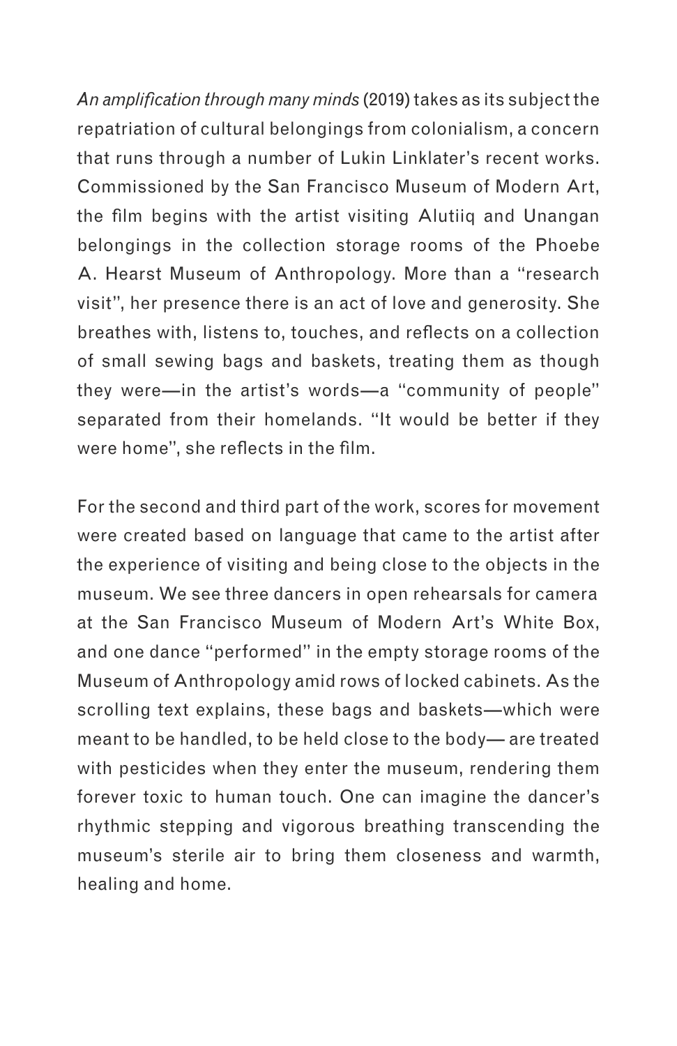*An amplification through many minds* (2019) takes as its subject the repatriation of cultural belongings from colonialism, a concern that runs through a number of Lukin Linklater's recent works. Commissioned by the San Francisco Museum of Modern Art, the film begins with the artist visiting Alutiiq and Unangan belongings in the collection storage rooms of the Phoebe A. Hearst Museum of Anthropology. More than a "research visit", her presence there is an act of love and generosity. She breathes with, listens to, touches, and reflects on a collection of small sewing bags and baskets, treating them as though they were—in the artist's words—a "community of people" separated from their homelands. "It would be better if they were home", she reflects in the film.

For the second and third part of the work, scores for movement were created based on language that came to the artist after the experience of visiting and being close to the objects in the museum. We see three dancers in open rehearsals for camera at the San Francisco Museum of Modern Art's White Box, and one dance "performed" in the empty storage rooms of the Museum of Anthropology amid rows of locked cabinets. As the scrolling text explains, these bags and baskets—which were meant to be handled, to be held close to the body— are treated with pesticides when they enter the museum, rendering them forever toxic to human touch. One can imagine the dancer's rhythmic stepping and vigorous breathing transcending the museum's sterile air to bring them closeness and warmth, healing and home.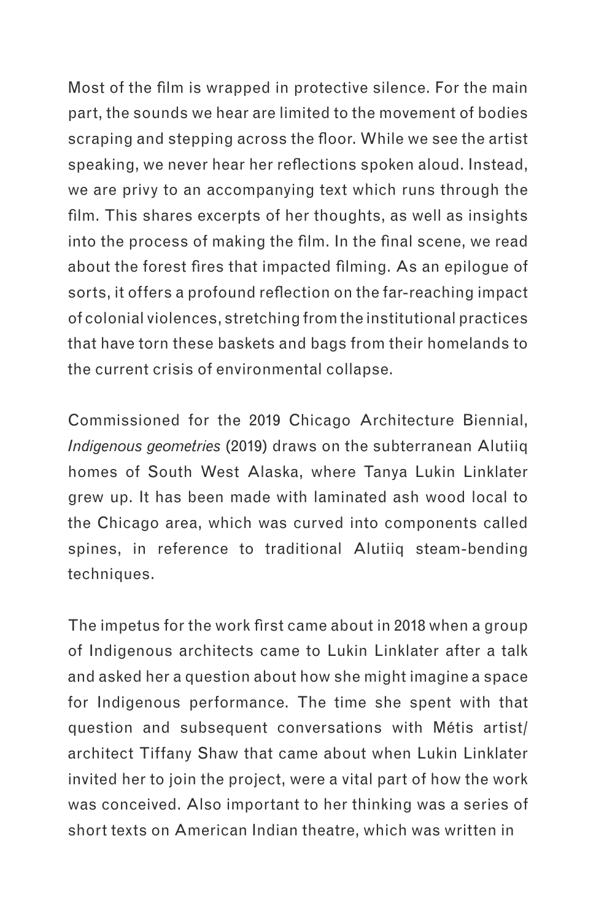Most of the film is wrapped in protective silence. For the main part, the sounds we hear are limited to the movement of bodies scraping and stepping across the floor. While we see the artist speaking, we never hear her reflections spoken aloud. Instead, we are privy to an accompanying text which runs through the film. This shares excerpts of her thoughts, as well as insights into the process of making the film. In the final scene, we read about the forest fires that impacted filming. As an epilogue of sorts, it offers a profound reflection on the far-reaching impact of colonial violences, stretching from the institutional practices that have torn these baskets and bags from their homelands to the current crisis of environmental collapse.

Commissioned for the 2019 Chicago Architecture Biennial, *Indigenous geometries* (2019) draws on the subterranean Alutiiq homes of South West Alaska, where Tanya Lukin Linklater grew up. It has been made with laminated ash wood local to the Chicago area, which was curved into components called spines, in reference to traditional Alutiiq steam-bending techniques.

The impetus for the work first came about in 2018 when a group of Indigenous architects came to Lukin Linklater after a talk and asked her a question about how she might imagine a space for Indigenous performance. The time she spent with that question and subsequent conversations with Métis artist/architect Tiffany Shaw that came about when Lukin Linklater invited her to join the project, were a vital part of how the work was conceived. Also important to her thinking was a series of short texts on American Indian theatre, which was written in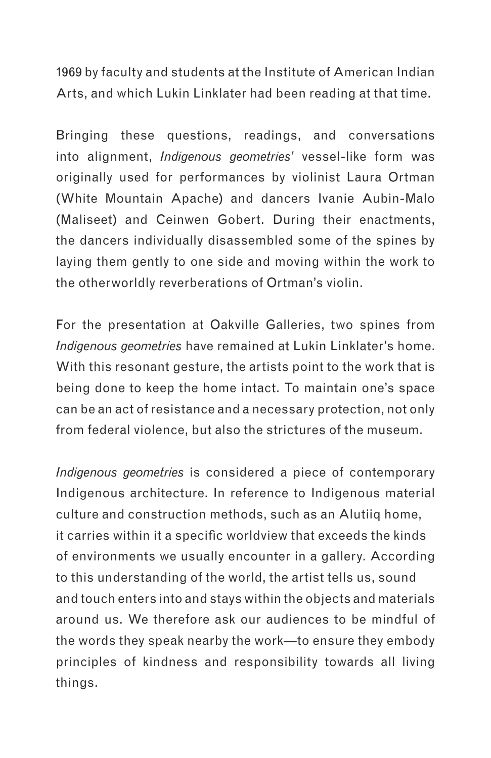1969 by faculty and students at the Institute of American Indian Arts, and which Lukin Linklater had been reading at that time.

Bringing these questions, readings, and conversations into alignment, *Indigenous geometries'* vessel-like form was originally used for performances by violinist Laura Ortman (White Mountain Apache) and dancers Ivanie Aubin-Malo (Maliseet) and Ceinwen Gobert. During their enactments, the dancers individually disassembled some of the spines by laying them gently to one side and moving within the work to the otherworldly reverberations of Ortman's violin.

For the presentation at Oakville Galleries, two spines from *Indigenous geometries* have remained at Lukin Linklater's home. With this resonant gesture, the artists point to the work that is being done to keep the home intact. To maintain one's space can be an act of resistance and a necessary protection, not only from federal violence, but also the strictures of the museum.

*Indigenous geometries* is considered a piece of contemporary Indigenous architecture. In reference to Indigenous material culture and construction methods, such as an Alutiiq home, it carries within it a specific worldview that exceeds the kinds of environments we usually encounter in a gallery. According to this understanding of the world, the artist tells us, sound and touch enters into and stays within the objects and materials around us. We therefore ask our audiences to be mindful of the words they speak nearby the work—to ensure they embody principles of kindness and responsibility towards all living things.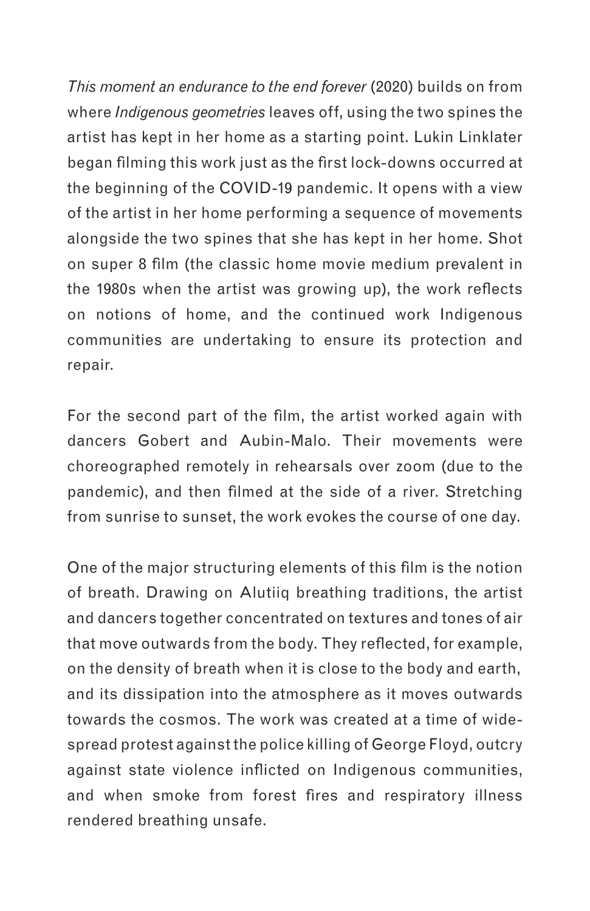*This moment an endurance to the end forever* (2020) builds on from where *Indigenous geometries* leaves off, using the two spines the artist has kept in her home as a starting point. Lukin Linklater began filming this work just as the first lock-downs occurred at the beginning of the COVID-19 pandemic. It opens with a view of the artist in her home performing a sequence of movements alongside the two spines that she has kept in her home. Shot on super 8 film (the classic home movie medium prevalent in the 1980s when the artist was growing up), the work reflects on notions of home, and the continued work Indigenous communities are undertaking to ensure its protection and repair.

For the second part of the film, the artist worked again with dancers Gobert and Aubin-Malo. Their movements were choreographed remotely in rehearsals over zoom (due to the pandemic), and then filmed at the side of a river. Stretching from sunrise to sunset, the work evokes the course of one day.

One of the major structuring elements of this film is the notion of breath. Drawing on Alutiiq breathing traditions, the artist and dancers together concentrated on textures and tones of air that move outwards from the body. They reflected, for example, on the density of breath when it is close to the body and earth, and its dissipation into the atmosphere as it moves outwards towards the cosmos. The work was created at a time of wide-spread protest against the police killing of George Floyd, outcry against state violence inflicted on Indigenous communities, and when smoke from forest fires and respiratory illness rendered breathing unsafe.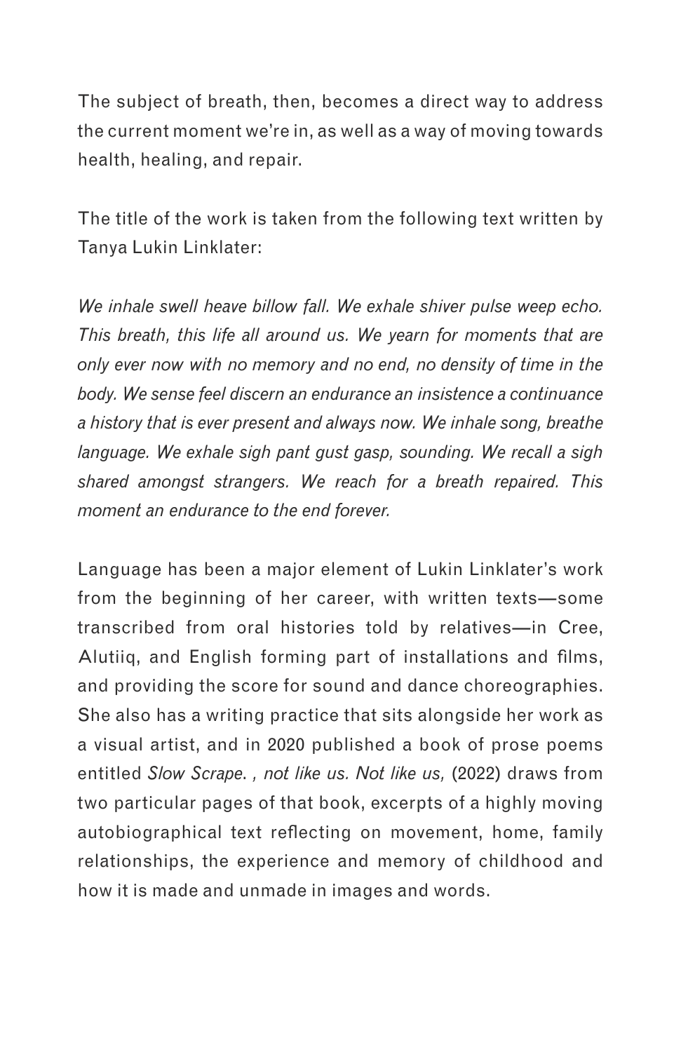The subject of breath, then, becomes a direct way to address the current moment we're in, as well as a way of moving towards health, healing, and repair.

The title of the work is taken from the following text written by Tanya Lukin Linklater:

*We inhale swell heave billow fall. We exhale shiver pulse weep echo. This breath, this life all around us. We yearn for moments that are only ever now with no memory and no end, no density of time in the body. We sense feel discern an endurance an insistence a continuance a history that is ever present and always now. We inhale song, breathe language. We exhale sigh pant gust gasp, sounding. We recall a sigh shared amongst strangers. We reach for a breath repaired. This moment an endurance to the end forever.*

Language has been a major element of Lukin Linklater's work from the beginning of her career, with written texts—some transcribed from oral histories told by relatives—in Cree, Alutiiq, and English forming part of installations and films, and providing the score for sound and dance choreographies. She also has a writing practice that sits alongside her work as a visual artist, and in 2020 published a book of prose poems entitled *Slow Scrape*. *, not like us. Not like us,* (2022) draws from two particular pages of that book, excerpts of a highly moving autobiographical text reflecting on movement, home, family relationships, the experience and memory of childhood and how it is made and unmade in images and words.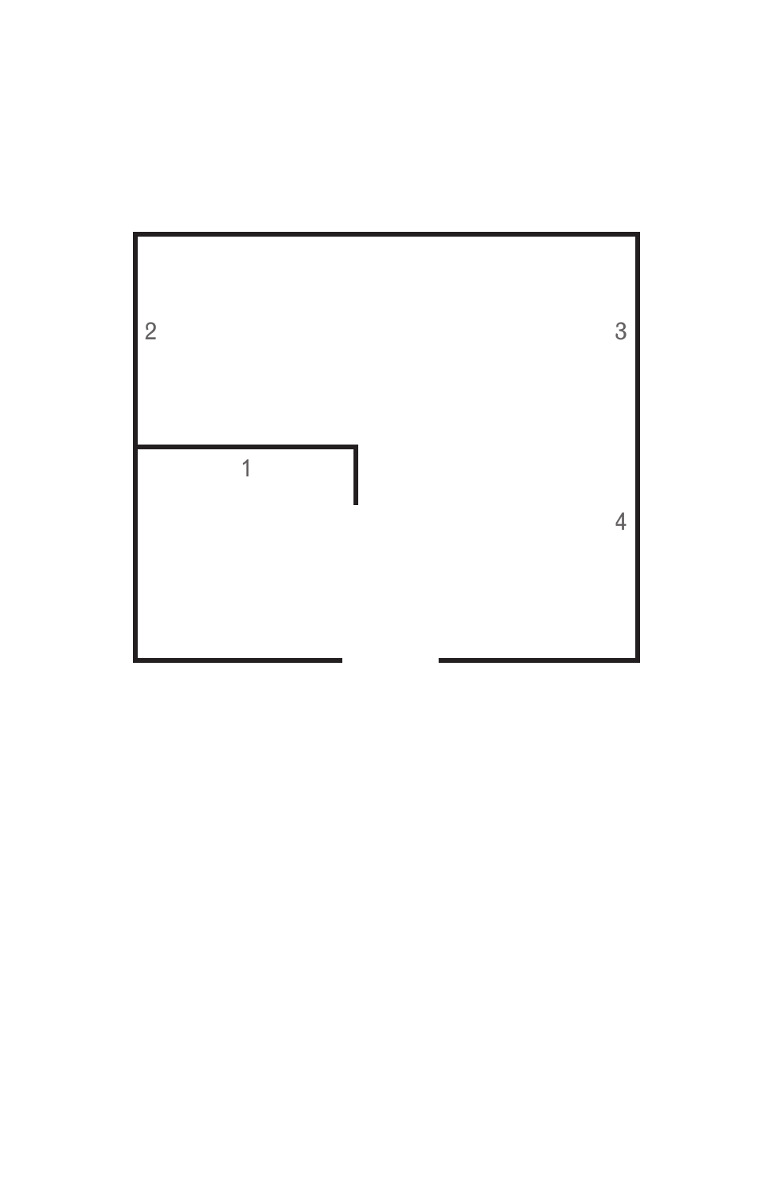2

3

1

4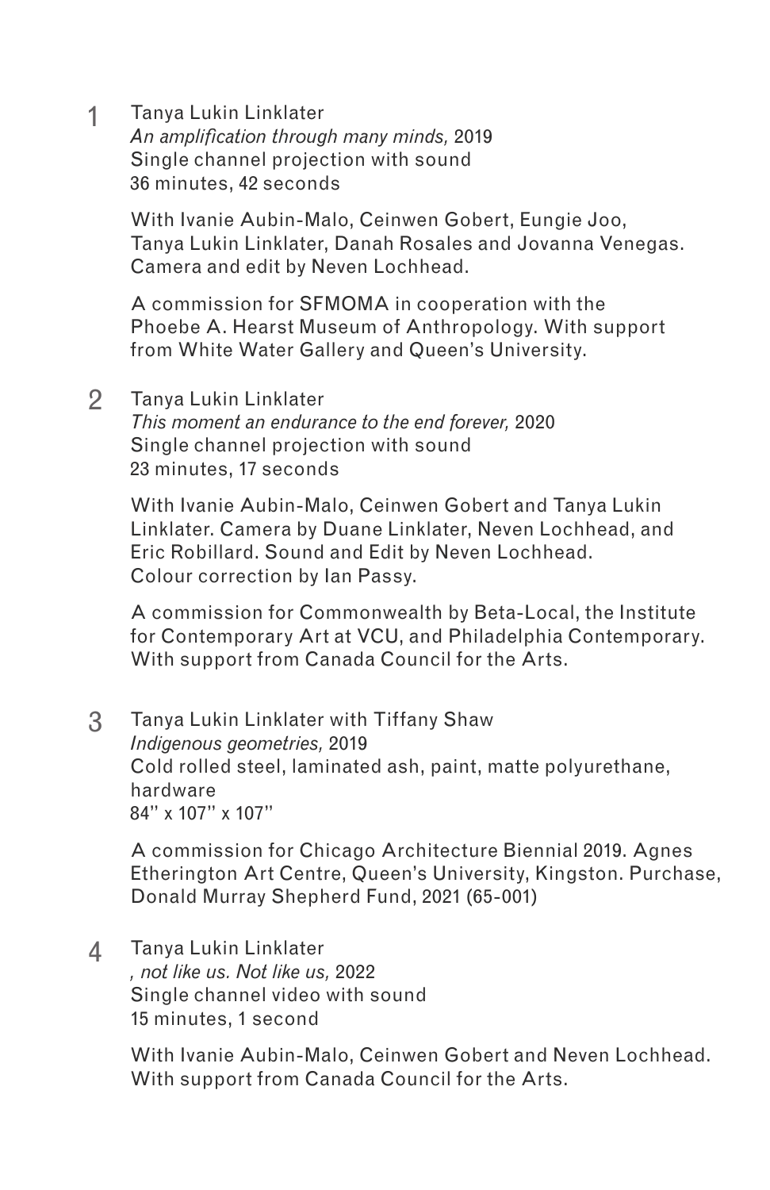1 Tanya Lukin Linklater
*An amplification through many minds,* 2019
Single channel projection with sound
36 minutes, 42 seconds

With Ivanie Aubin-Malo, Ceinwen Gobert, Eungie Joo, Tanya Lukin Linklater, Danah Rosales and Jovanna Venegas. Camera and edit by Neven Lochhead.

A commission for SFMOMA in cooperation with the Phoebe A. Hearst Museum of Anthropology. With support from White Water Gallery and Queen's University.

2 Tanya Lukin Linklater
*This moment an endurance to the end forever,* 2020
Single channel projection with sound
23 minutes, 17 seconds

With Ivanie Aubin-Malo, Ceinwen Gobert and Tanya Lukin Linklater. Camera by Duane Linklater, Neven Lochhead, and Eric Robillard. Sound and Edit by Neven Lochhead. Colour correction by Ian Passy.

A commission for Commonwealth by Beta-Local, the Institute for Contemporary Art at VCU, and Philadelphia Contemporary. With support from Canada Council for the Arts.

3 Tanya Lukin Linklater with Tiffany Shaw
*Indigenous geometries,* 2019
Cold rolled steel, laminated ash, paint, matte polyurethane, hardware
84'' x 107'' x 107''

A commission for Chicago Architecture Biennial 2019. Agnes Etherington Art Centre, Queen's University, Kingston. Purchase, Donald Murray Shepherd Fund, 2021 (65-001)

4 Tanya Lukin Linklater
*, not like us. Not like us,* 2022
Single channel video with sound
15 minutes, 1 second

With Ivanie Aubin-Malo, Ceinwen Gobert and Neven Lochhead. With support from Canada Council for the Arts.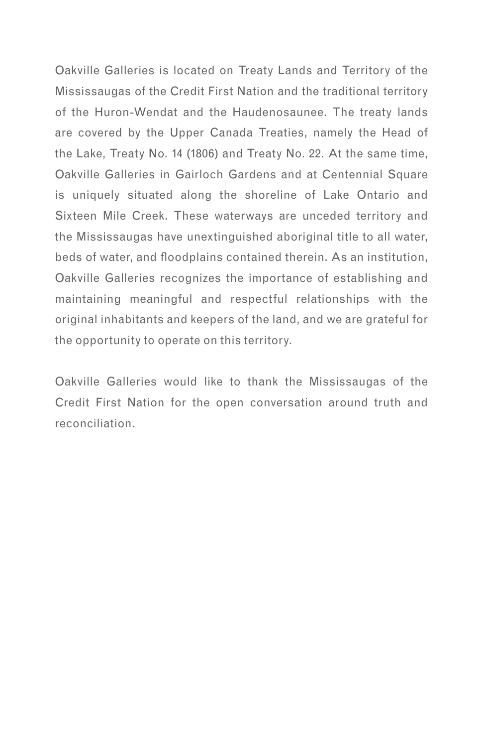Oakville Galleries is located on Treaty Lands and Territory of the Mississaugas of the Credit First Nation and the traditional territory of the Huron-Wendat and the Haudenosaunee. The treaty lands are covered by the Upper Canada Treaties, namely the Head of the Lake, Treaty No. 14 (1806) and Treaty No. 22. At the same time, Oakville Galleries in Gairloch Gardens and at Centennial Square is uniquely situated along the shoreline of Lake Ontario and Sixteen Mile Creek. These waterways are unceded territory and the Mississaugas have unextinguished aboriginal title to all water, beds of water, and floodplains contained therein. As an institution, Oakville Galleries recognizes the importance of establishing and maintaining meaningful and respectful relationships with the original inhabitants and keepers of the land, and we are grateful for the opportunity to operate on this territory.

Oakville Galleries would like to thank the Mississaugas of the Credit First Nation for the open conversation around truth and reconciliation.